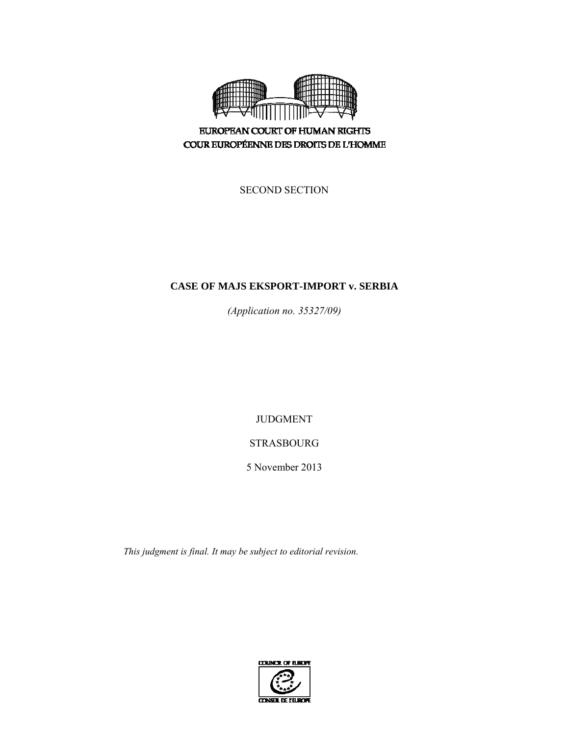EUROPEAN COURT OF HUMAN RIGHTS
COUR EUROPÉENNE DES DROITS DE L'HOMME

SECOND SECTION

# CASE OF MAJS EKSPORT-IMPORT v. SERBIA

*(Application no. 35327/09)*

JUDGMENT

STRASBOURG

5 November 2013

*This judgment is final. It may be subject to editorial revision.*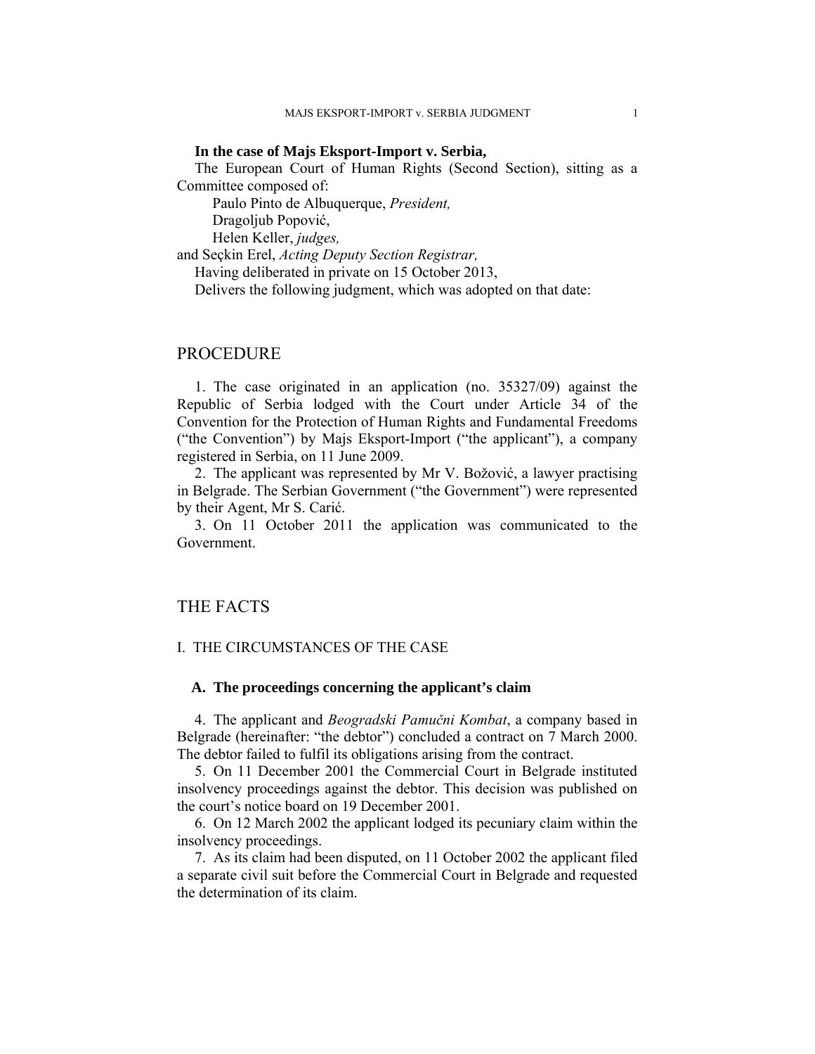**In the case of Majs Eksport-Import v. Serbia,**

The European Court of Human Rights (Second Section), sitting as a Committee composed of:

Paulo Pinto de Albuquerque, *President,*
Dragoljub Popović,
Helen Keller, *judges,*
and Seçkin Erel, *Acting Deputy Section Registrar,*

Having deliberated in private on 15 October 2013,

Delivers the following judgment, which was adopted on that date:

# PROCEDURE

1. The case originated in an application (no. 35327/09) against the Republic of Serbia lodged with the Court under Article 34 of the Convention for the Protection of Human Rights and Fundamental Freedoms ("the Convention") by Majs Eksport-Import ("the applicant"), a company registered in Serbia, on 11 June 2009.

2. The applicant was represented by Mr V. Božović, a lawyer practising in Belgrade. The Serbian Government ("the Government") were represented by their Agent, Mr S. Carić.

3. On 11 October 2011 the application was communicated to the Government.

# THE FACTS

## I. THE CIRCUMSTANCES OF THE CASE

### A. The proceedings concerning the applicant's claim

4. The applicant and *Beogradski Pamučni Kombat*, a company based in Belgrade (hereinafter: "the debtor") concluded a contract on 7 March 2000. The debtor failed to fulfil its obligations arising from the contract.

5. On 11 December 2001 the Commercial Court in Belgrade instituted insolvency proceedings against the debtor. This decision was published on the court's notice board on 19 December 2001.

6. On 12 March 2002 the applicant lodged its pecuniary claim within the insolvency proceedings.

7. As its claim had been disputed, on 11 October 2002 the applicant filed a separate civil suit before the Commercial Court in Belgrade and requested the determination of its claim.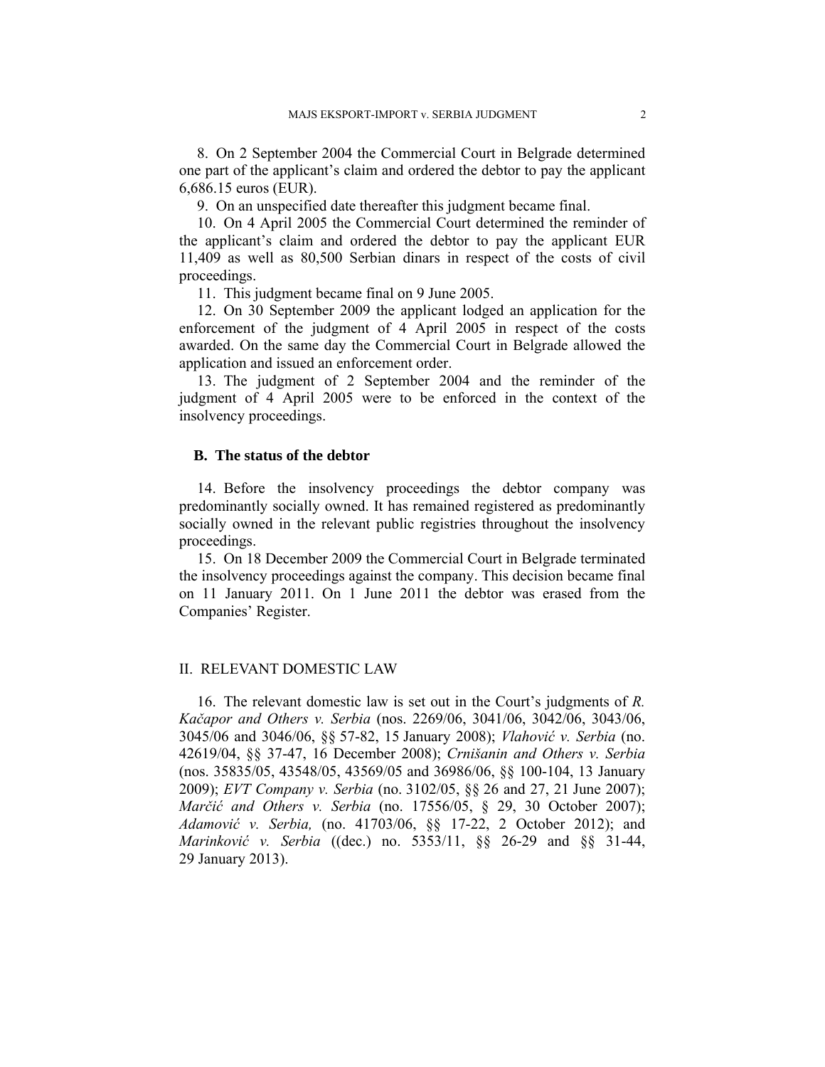8. On 2 September 2004 the Commercial Court in Belgrade determined one part of the applicant's claim and ordered the debtor to pay the applicant 6,686.15 euros (EUR).

9. On an unspecified date thereafter this judgment became final.

10. On 4 April 2005 the Commercial Court determined the reminder of the applicant's claim and ordered the debtor to pay the applicant EUR 11,409 as well as 80,500 Serbian dinars in respect of the costs of civil proceedings.

11. This judgment became final on 9 June 2005.

12. On 30 September 2009 the applicant lodged an application for the enforcement of the judgment of 4 April 2005 in respect of the costs awarded. On the same day the Commercial Court in Belgrade allowed the application and issued an enforcement order.

13. The judgment of 2 September 2004 and the reminder of the judgment of 4 April 2005 were to be enforced in the context of the insolvency proceedings.

### B. The status of the debtor

14. Before the insolvency proceedings the debtor company was predominantly socially owned. It has remained registered as predominantly socially owned in the relevant public registries throughout the insolvency proceedings.

15. On 18 December 2009 the Commercial Court in Belgrade terminated the insolvency proceedings against the company. This decision became final on 11 January 2011. On 1 June 2011 the debtor was erased from the Companies' Register.

## II. RELEVANT DOMESTIC LAW

16. The relevant domestic law is set out in the Court's judgments of *R. Kačapor and Others v. Serbia* (nos. 2269/06, 3041/06, 3042/06, 3043/06, 3045/06 and 3046/06, §§ 57-82, 15 January 2008); *Vlahović v. Serbia* (no. 42619/04, §§ 37-47, 16 December 2008); *Crnišanin and Others v. Serbia* (nos. 35835/05, 43548/05, 43569/05 and 36986/06, §§ 100-104, 13 January 2009); *EVT Company v. Serbia* (no. 3102/05, §§ 26 and 27, 21 June 2007); *Marčić and Others v. Serbia* (no. 17556/05, § 29, 30 October 2007); *Adamović v. Serbia,* (no. 41703/06, §§ 17-22, 2 October 2012); and *Marinković v. Serbia* ((dec.) no. 5353/11, §§ 26-29 and §§ 31-44, 29 January 2013).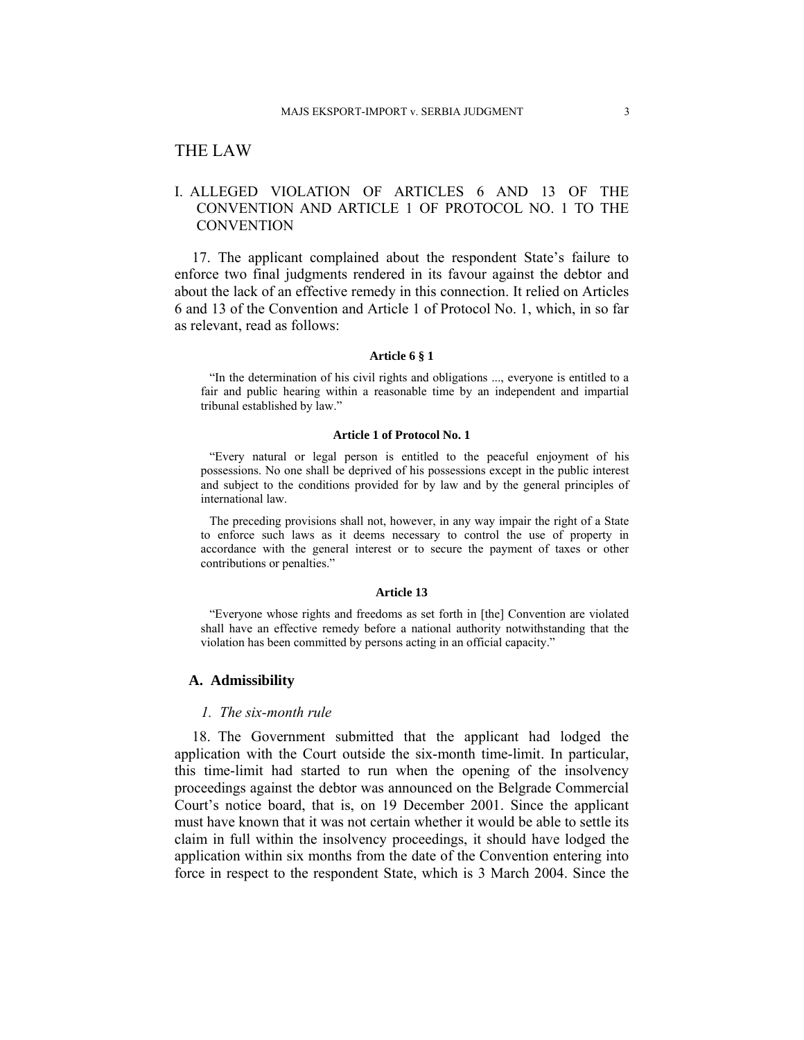# THE LAW

## I. ALLEGED VIOLATION OF ARTICLES 6 AND 13 OF THE CONVENTION AND ARTICLE 1 OF PROTOCOL No. 1 TO THE CONVENTION

17. The applicant complained about the respondent State's failure to enforce two final judgments rendered in its favour against the debtor and about the lack of an effective remedy in this connection. It relied on Articles 6 and 13 of the Convention and Article 1 of Protocol No. 1, which, in so far as relevant, read as follows:

**Article 6 § 1**

"In the determination of his civil rights and obligations ..., everyone is entitled to a fair and public hearing within a reasonable time by an independent and impartial tribunal established by law."

**Article 1 of Protocol No. 1**

"Every natural or legal person is entitled to the peaceful enjoyment of his possessions. No one shall be deprived of his possessions except in the public interest and subject to the conditions provided for by law and by the general principles of international law.

The preceding provisions shall not, however, in any way impair the right of a State to enforce such laws as it deems necessary to control the use of property in accordance with the general interest or to secure the payment of taxes or other contributions or penalties."

**Article 13**

"Everyone whose rights and freedoms as set forth in [the] Convention are violated shall have an effective remedy before a national authority notwithstanding that the violation has been committed by persons acting in an official capacity."

### A. Admissibility

#### *1. The six-month rule*

18. The Government submitted that the applicant had lodged the application with the Court outside the six-month time-limit. In particular, this time-limit had started to run when the opening of the insolvency proceedings against the debtor was announced on the Belgrade Commercial Court's notice board, that is, on 19 December 2001. Since the applicant must have known that it was not certain whether it would be able to settle its claim in full within the insolvency proceedings, it should have lodged the application within six months from the date of the Convention entering into force in respect to the respondent State, which is 3 March 2004. Since the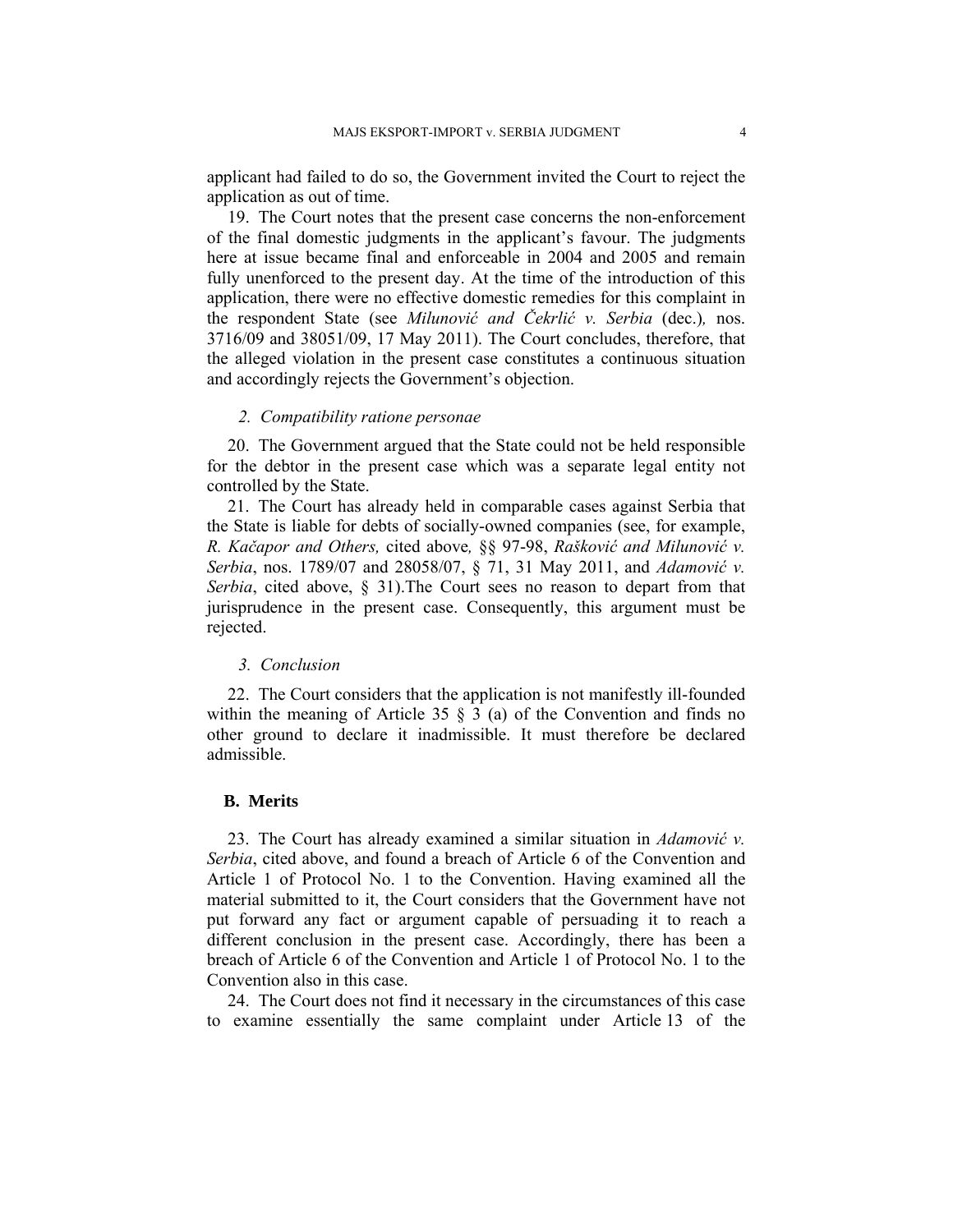applicant had failed to do so, the Government invited the Court to reject the application as out of time.

19. The Court notes that the present case concerns the non-enforcement of the final domestic judgments in the applicant's favour. The judgments here at issue became final and enforceable in 2004 and 2005 and remain fully unenforced to the present day. At the time of the introduction of this application, there were no effective domestic remedies for this complaint in the respondent State (see *Milunović and Čekrlić v. Serbia* (dec.), nos. 3716/09 and 38051/09, 17 May 2011). The Court concludes, therefore, that the alleged violation in the present case constitutes a continuous situation and accordingly rejects the Government's objection.

### *2. Compatibility ratione personae*

20. The Government argued that the State could not be held responsible for the debtor in the present case which was a separate legal entity not controlled by the State.

21. The Court has already held in comparable cases against Serbia that the State is liable for debts of socially-owned companies (see, for example, *R. Kačapor and Others,* cited above, §§ 97-98, *Rašković and Milunović v. Serbia*, nos. 1789/07 and 28058/07, § 71, 31 May 2011, and *Adamović v. Serbia*, cited above, § 31).The Court sees no reason to depart from that jurisprudence in the present case. Consequently, this argument must be rejected.

### *3. Conclusion*

22. The Court considers that the application is not manifestly ill-founded within the meaning of Article 35 § 3 (a) of the Convention and finds no other ground to declare it inadmissible. It must therefore be declared admissible.

## **B. Merits**

23. The Court has already examined a similar situation in *Adamović v. Serbia*, cited above, and found a breach of Article 6 of the Convention and Article 1 of Protocol No. 1 to the Convention. Having examined all the material submitted to it, the Court considers that the Government have not put forward any fact or argument capable of persuading it to reach a different conclusion in the present case. Accordingly, there has been a breach of Article 6 of the Convention and Article 1 of Protocol No. 1 to the Convention also in this case.

24. The Court does not find it necessary in the circumstances of this case to examine essentially the same complaint under Article 13 of the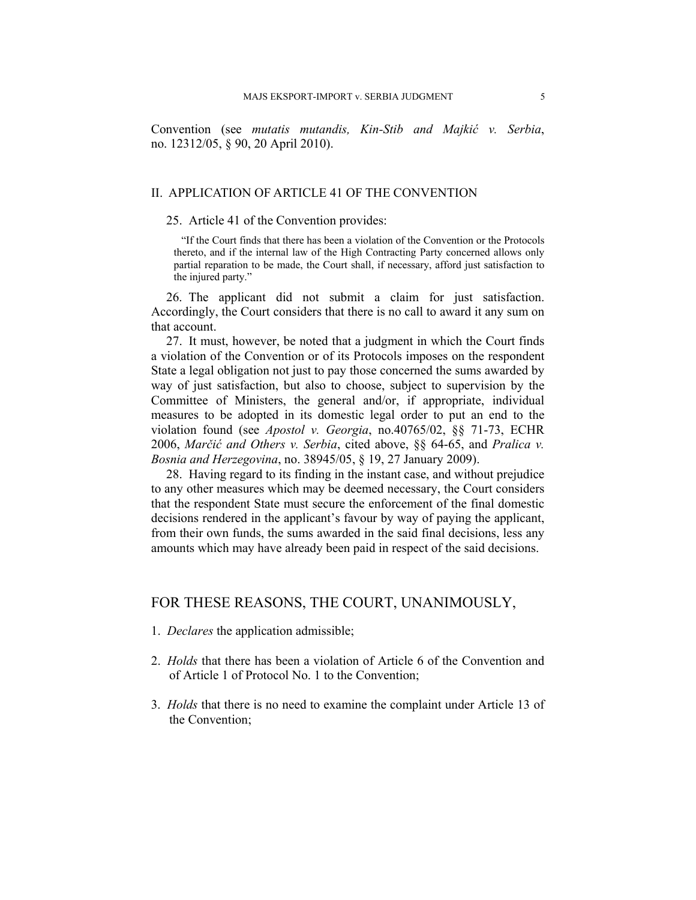Convention (see *mutatis mutandis, Kin-Stib and Majkić v. Serbia*, no. 12312/05, § 90, 20 April 2010).

## II. APPLICATION OF ARTICLE 41 OF THE CONVENTION

25. Article 41 of the Convention provides:

> "If the Court finds that there has been a violation of the Convention or the Protocols thereto, and if the internal law of the High Contracting Party concerned allows only partial reparation to be made, the Court shall, if necessary, afford just satisfaction to the injured party."

26. The applicant did not submit a claim for just satisfaction. Accordingly, the Court considers that there is no call to award it any sum on that account.

27. It must, however, be noted that a judgment in which the Court finds a violation of the Convention or of its Protocols imposes on the respondent State a legal obligation not just to pay those concerned the sums awarded by way of just satisfaction, but also to choose, subject to supervision by the Committee of Ministers, the general and/or, if appropriate, individual measures to be adopted in its domestic legal order to put an end to the violation found (see *Apostol v. Georgia*, no.40765/02, §§ 71-73, ECHR 2006, *Marčić and Others v. Serbia*, cited above, §§ 64-65, and *Pralica v. Bosnia and Herzegovina*, no. 38945/05, § 19, 27 January 2009).

28. Having regard to its finding in the instant case, and without prejudice to any other measures which may be deemed necessary, the Court considers that the respondent State must secure the enforcement of the final domestic decisions rendered in the applicant's favour by way of paying the applicant, from their own funds, the sums awarded in the said final decisions, less any amounts which may have already been paid in respect of the said decisions.

## FOR THESE REASONS, THE COURT, UNANIMOUSLY,

1. *Declares* the application admissible;

2. *Holds* that there has been a violation of Article 6 of the Convention and of Article 1 of Protocol No. 1 to the Convention;

3. *Holds* that there is no need to examine the complaint under Article 13 of the Convention;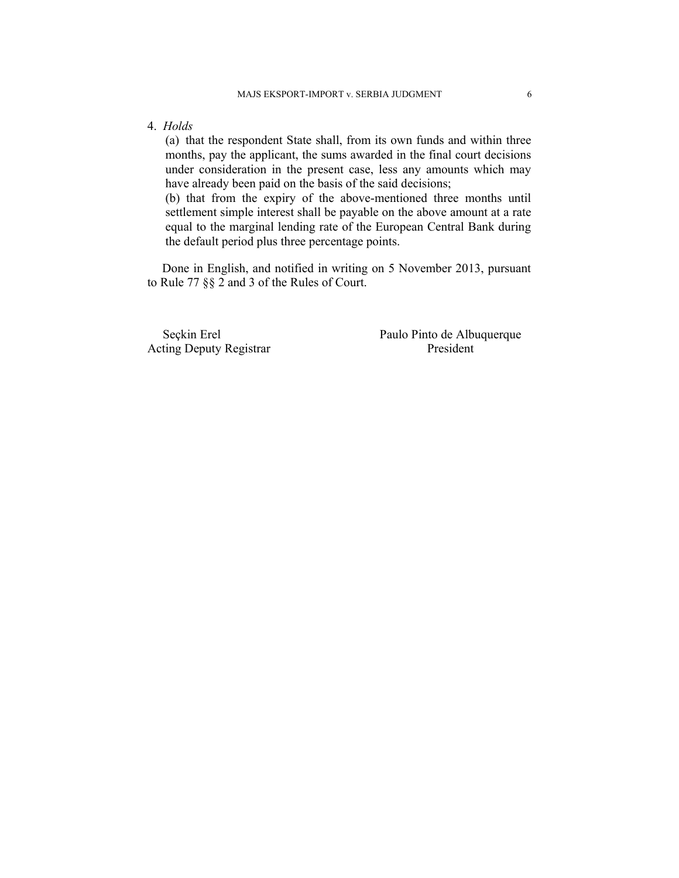4. *Holds*

(a) that the respondent State shall, from its own funds and within three months, pay the applicant, the sums awarded in the final court decisions under consideration in the present case, less any amounts which may have already been paid on the basis of the said decisions;

(b) that from the expiry of the above-mentioned three months until settlement simple interest shall be payable on the above amount at a rate equal to the marginal lending rate of the European Central Bank during the default period plus three percentage points.

Done in English, and notified in writing on 5 November 2013, pursuant to Rule 77 §§ 2 and 3 of the Rules of Court.

Seçkin Erel
Acting Deputy Registrar

Paulo Pinto de Albuquerque
President